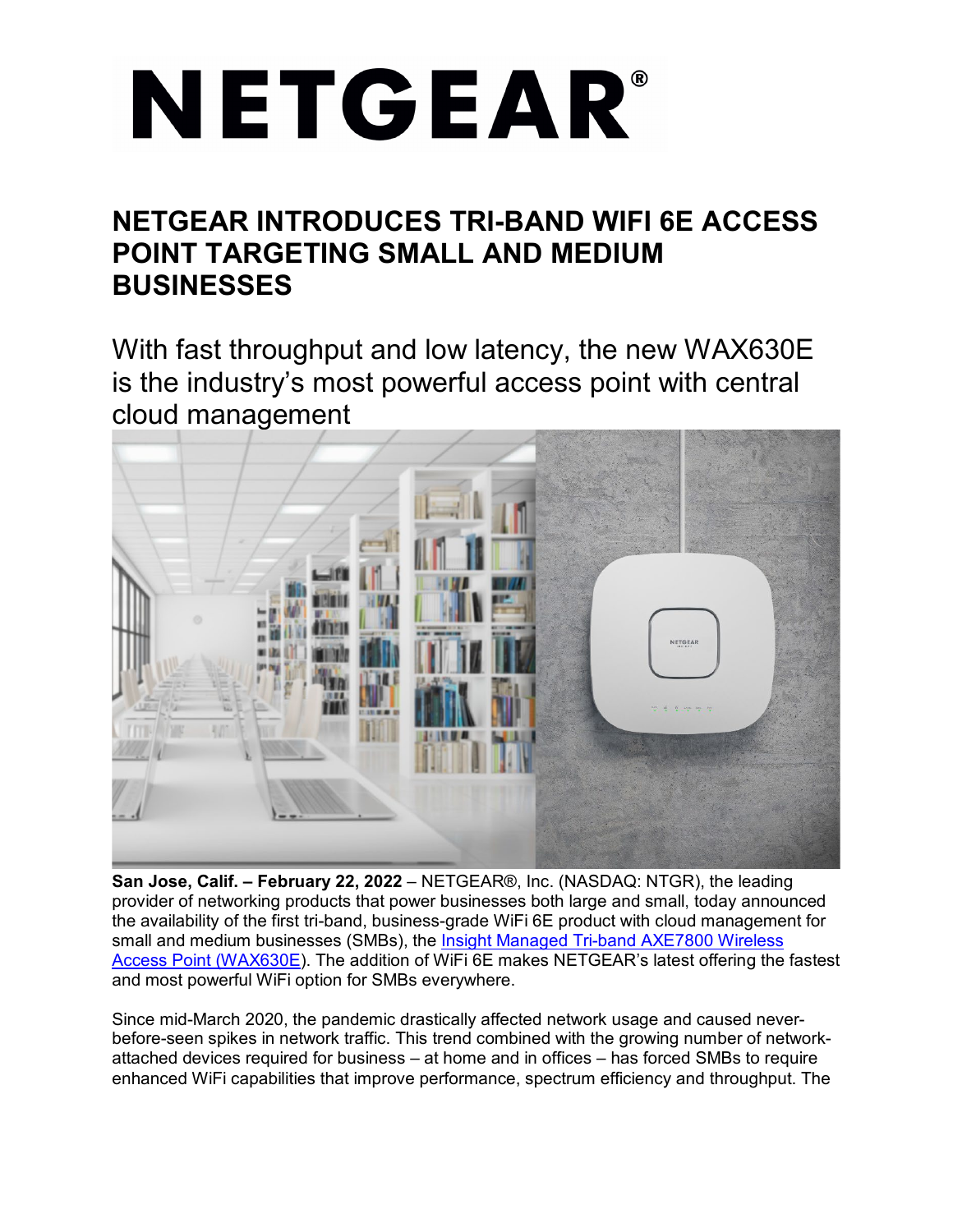# NETGEAR INTRODUCES TRI-BAND WIFI 6E ACCESS POINT TARGETING SMALL AND MEDIUM BUSINESSES

## With fast throughput and low latency, the new WAX630E is the industry's most powerful access point with central cloud management

**San Jose, Calif. – February 22, 2022** – NETGEAR®, Inc. (NASDAQ: NTGR), the leading provider of networking products that power businesses both large and small, today announced the availability of the first tri-band, business-grade WiFi 6E product with cloud management for small and medium businesses (SMBs), the [Insight Managed Tri-band AXE7800 Wireless Access Point (WAX630E)](). The addition of WiFi 6E makes NETGEAR's latest offering the fastest and most powerful WiFi option for SMBs everywhere.

Since mid-March 2020, the pandemic drastically affected network usage and caused never-before-seen spikes in network traffic. This trend combined with the growing number of network-attached devices required for business – at home and in offices – has forced SMBs to require enhanced WiFi capabilities that improve performance, spectrum efficiency and throughput. The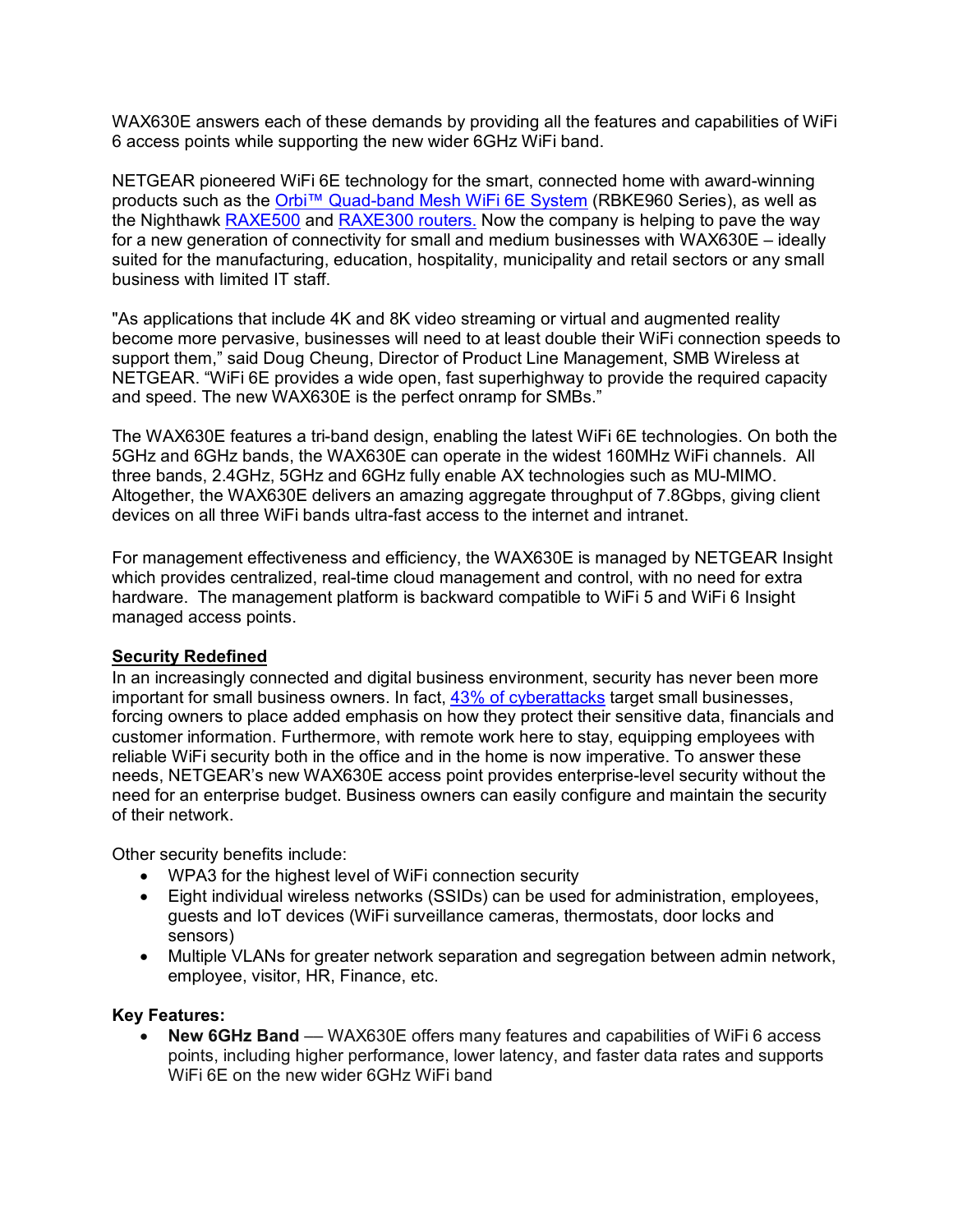WAX630E answers each of these demands by providing all the features and capabilities of WiFi 6 access points while supporting the new wider 6GHz WiFi band.

NETGEAR pioneered WiFi 6E technology for the smart, connected home with award-winning products such as the Orbi™ Quad-band Mesh WiFi 6E System (RBKE960 Series), as well as the Nighthawk RAXE500 and RAXE300 routers. Now the company is helping to pave the way for a new generation of connectivity for small and medium businesses with WAX630E – ideally suited for the manufacturing, education, hospitality, municipality and retail sectors or any small business with limited IT staff.

"As applications that include 4K and 8K video streaming or virtual and augmented reality become more pervasive, businesses will need to at least double their WiFi connection speeds to support them," said Doug Cheung, Director of Product Line Management, SMB Wireless at NETGEAR. "WiFi 6E provides a wide open, fast superhighway to provide the required capacity and speed. The new WAX630E is the perfect onramp for SMBs."

The WAX630E features a tri-band design, enabling the latest WiFi 6E technologies. On both the 5GHz and 6GHz bands, the WAX630E can operate in the widest 160MHz WiFi channels. All three bands, 2.4GHz, 5GHz and 6GHz fully enable AX technologies such as MU-MIMO. Altogether, the WAX630E delivers an amazing aggregate throughput of 7.8Gbps, giving client devices on all three WiFi bands ultra-fast access to the internet and intranet.

For management effectiveness and efficiency, the WAX630E is managed by NETGEAR Insight which provides centralized, real-time cloud management and control, with no need for extra hardware. The management platform is backward compatible to WiFi 5 and WiFi 6 Insight managed access points.

**Security Redefined**

In an increasingly connected and digital business environment, security has never been more important for small business owners. In fact, 43% of cyberattacks target small businesses, forcing owners to place added emphasis on how they protect their sensitive data, financials and customer information. Furthermore, with remote work here to stay, equipping employees with reliable WiFi security both in the office and in the home is now imperative. To answer these needs, NETGEAR's new WAX630E access point provides enterprise-level security without the need for an enterprise budget. Business owners can easily configure and maintain the security of their network.

Other security benefits include:

- WPA3 for the highest level of WiFi connection security
- Eight individual wireless networks (SSIDs) can be used for administration, employees, guests and IoT devices (WiFi surveillance cameras, thermostats, door locks and sensors)
- Multiple VLANs for greater network separation and segregation between admin network, employee, visitor, HR, Finance, etc.

**Key Features:**

- **New 6GHz Band** — WAX630E offers many features and capabilities of WiFi 6 access points, including higher performance, lower latency, and faster data rates and supports WiFi 6E on the new wider 6GHz WiFi band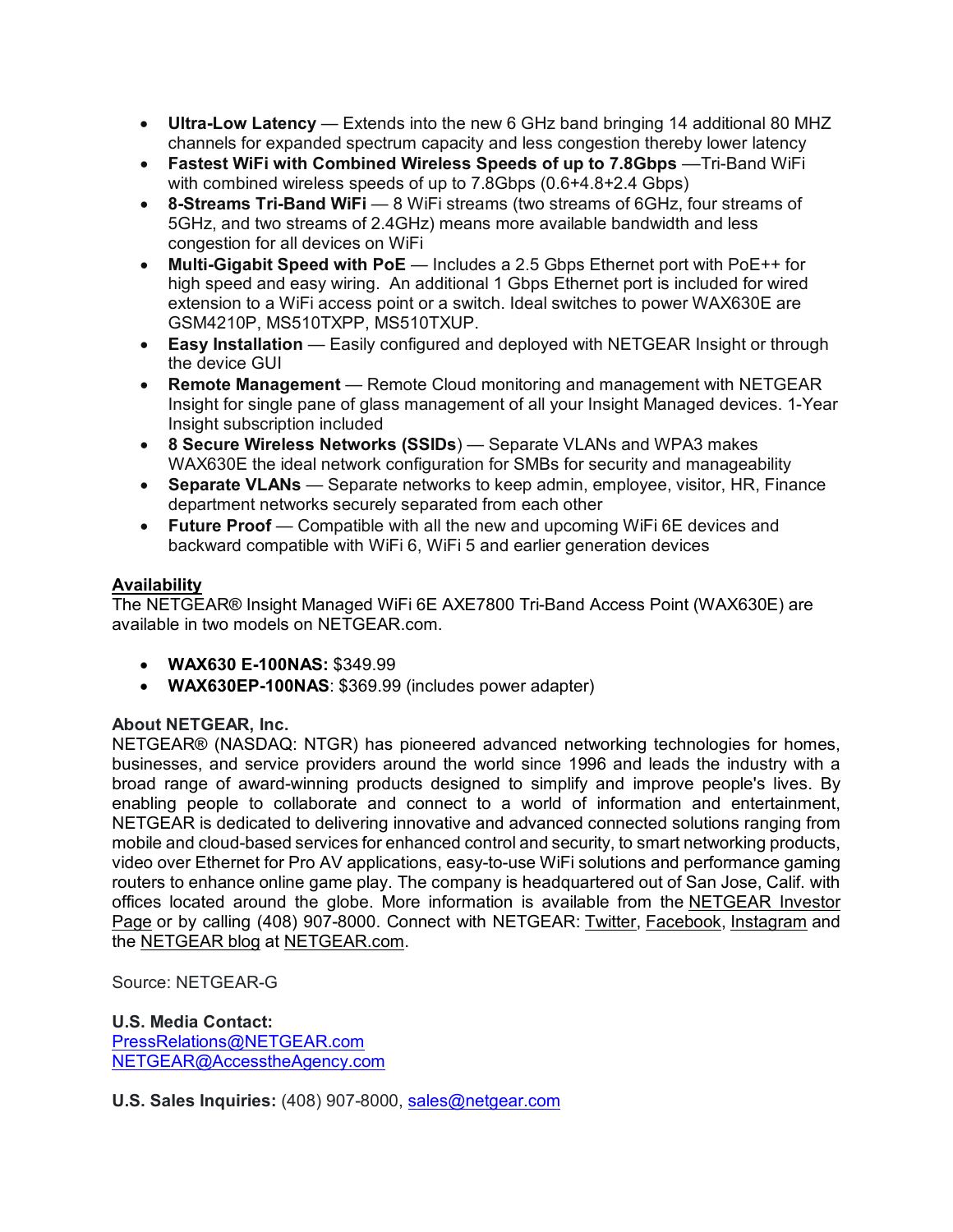- **Ultra-Low Latency** — Extends into the new 6 GHz band bringing 14 additional 80 MHZ channels for expanded spectrum capacity and less congestion thereby lower latency
- **Fastest WiFi with Combined Wireless Speeds of up to 7.8Gbps** —Tri-Band WiFi with combined wireless speeds of up to 7.8Gbps (0.6+4.8+2.4 Gbps)
- **8-Streams Tri-Band WiFi** — 8 WiFi streams (two streams of 6GHz, four streams of 5GHz, and two streams of 2.4GHz) means more available bandwidth and less congestion for all devices on WiFi
- **Multi-Gigabit Speed with PoE** — Includes a 2.5 Gbps Ethernet port with PoE++ for high speed and easy wiring. An additional 1 Gbps Ethernet port is included for wired extension to a WiFi access point or a switch. Ideal switches to power WAX630E are GSM4210P, MS510TXPP, MS510TXUP.
- **Easy Installation** — Easily configured and deployed with NETGEAR Insight or through the device GUI
- **Remote Management** — Remote Cloud monitoring and management with NETGEAR Insight for single pane of glass management of all your Insight Managed devices. 1-Year Insight subscription included
- **8 Secure Wireless Networks (SSIDs**) — Separate VLANs and WPA3 makes WAX630E the ideal network configuration for SMBs for security and manageability
- **Separate VLANs** — Separate networks to keep admin, employee, visitor, HR, Finance department networks securely separated from each other
- **Future Proof** — Compatible with all the new and upcoming WiFi 6E devices and backward compatible with WiFi 6, WiFi 5 and earlier generation devices

**Availability**

The NETGEAR® Insight Managed WiFi 6E AXE7800 Tri-Band Access Point (WAX630E) are available in two models on NETGEAR.com.

- **WAX630 E-100NAS:** $349.99
- **WAX630EP-100NAS**: $369.99 (includes power adapter)

**About NETGEAR, Inc.**

NETGEAR® (NASDAQ: NTGR) has pioneered advanced networking technologies for homes, businesses, and service providers around the world since 1996 and leads the industry with a broad range of award-winning products designed to simplify and improve people's lives. By enabling people to collaborate and connect to a world of information and entertainment, NETGEAR is dedicated to delivering innovative and advanced connected solutions ranging from mobile and cloud-based services for enhanced control and security, to smart networking products, video over Ethernet for Pro AV applications, easy-to-use WiFi solutions and performance gaming routers to enhance online game play. The company is headquartered out of San Jose, Calif. with offices located around the globe. More information is available from the NETGEAR Investor Page or by calling (408) 907-8000. Connect with NETGEAR: Twitter, Facebook, Instagram and the NETGEAR blog at NETGEAR.com.

Source: NETGEAR-G

**U.S. Media Contact:**
PressRelations@NETGEAR.com
NETGEAR@AccesstheAgency.com

**U.S. Sales Inquiries:** (408) 907-8000, sales@netgear.com